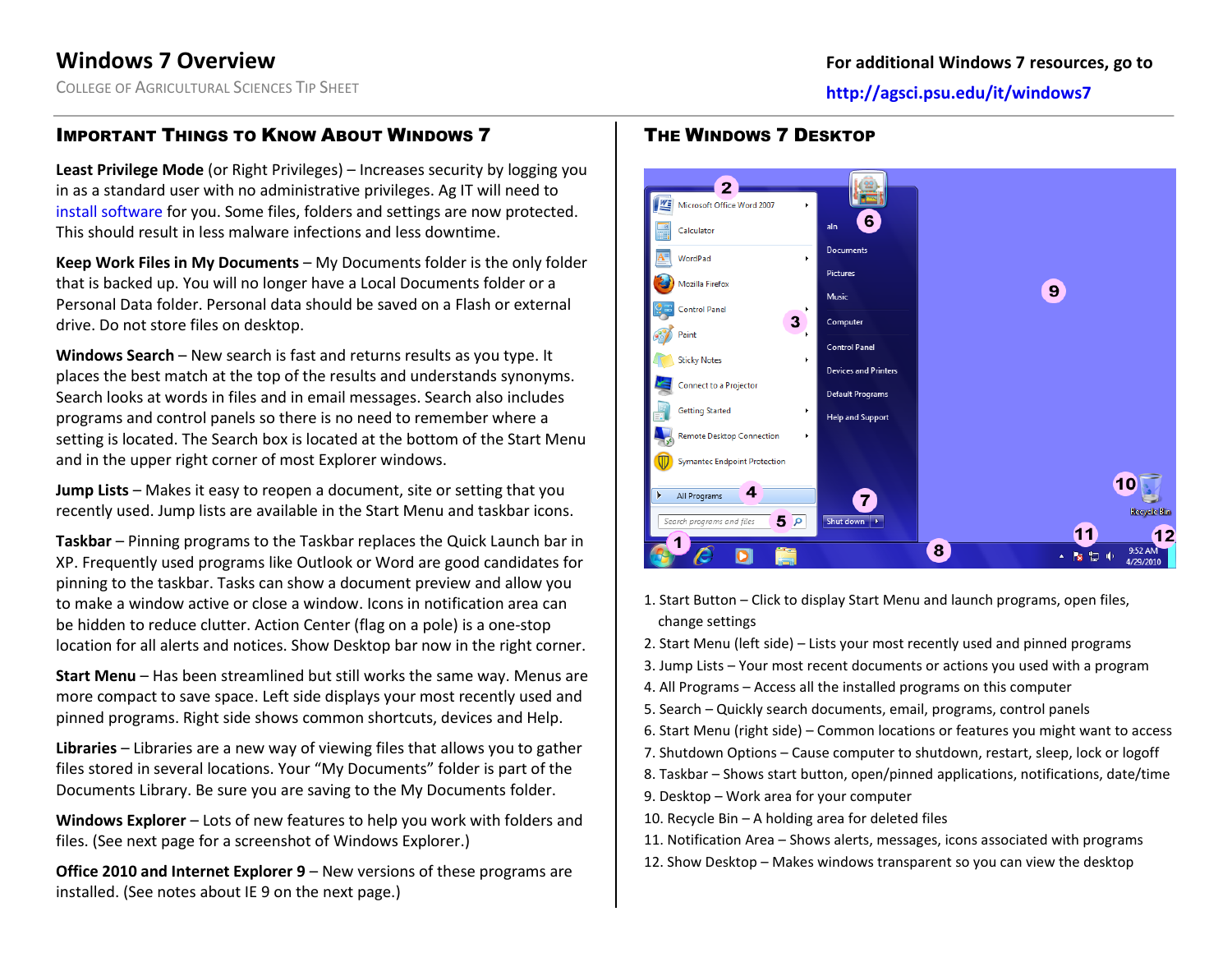# Windows 7 Overview

College of Agricultural Sciences Tip Sheet

**For additional Windows 7 resources, go to**
**http://agsci.psu.edu/it/windows7**

## Important Things to Know About Windows 7

**Least Privilege Mode** (or Right Privileges) – Increases security by logging you in as a standard user with no administrative privileges. Ag IT will need to install software for you. Some files, folders and settings are now protected. This should result in less malware infections and less downtime.

**Keep Work Files in My Documents** – My Documents folder is the only folder that is backed up. You will no longer have a Local Documents folder or a Personal Data folder. Personal data should be saved on a Flash or external drive. Do not store files on desktop.

**Windows Search** – New search is fast and returns results as you type. It places the best match at the top of the results and understands synonyms. Search looks at words in files and in email messages. Search also includes programs and control panels so there is no need to remember where a setting is located. The Search box is located at the bottom of the Start Menu and in the upper right corner of most Explorer windows.

**Jump Lists** – Makes it easy to reopen a document, site or setting that you recently used. Jump lists are available in the Start Menu and taskbar icons.

**Taskbar** – Pinning programs to the Taskbar replaces the Quick Launch bar in XP. Frequently used programs like Outlook or Word are good candidates for pinning to the taskbar. Tasks can show a document preview and allow you to make a window active or close a window. Icons in notification area can be hidden to reduce clutter. Action Center (flag on a pole) is a one-stop location for all alerts and notices. Show Desktop bar now in the right corner.

**Start Menu** – Has been streamlined but still works the same way. Menus are more compact to save space. Left side displays your most recently used and pinned programs. Right side shows common shortcuts, devices and Help.

**Libraries** – Libraries are a new way of viewing files that allows you to gather files stored in several locations. Your "My Documents" folder is part of the Documents Library. Be sure you are saving to the My Documents folder.

**Windows Explorer** – Lots of new features to help you work with folders and files. (See next page for a screenshot of Windows Explorer.)

**Office 2010 and Internet Explorer 9** – New versions of these programs are installed. (See notes about IE 9 on the next page.)

## The Windows 7 Desktop

1. Start Button – Click to display Start Menu and launch programs, open files, change settings
2. Start Menu (left side) – Lists your most recently used and pinned programs
3. Jump Lists – Your most recent documents or actions you used with a program
4. All Programs – Access all the installed programs on this computer
5. Search – Quickly search documents, email, programs, control panels
6. Start Menu (right side) – Common locations or features you might want to access
7. Shutdown Options – Cause computer to shutdown, restart, sleep, lock or logoff
8. Taskbar – Shows start button, open/pinned applications, notifications, date/time
9. Desktop – Work area for your computer
10. Recycle Bin – A holding area for deleted files
11. Notification Area – Shows alerts, messages, icons associated with programs
12. Show Desktop – Makes windows transparent so you can view the desktop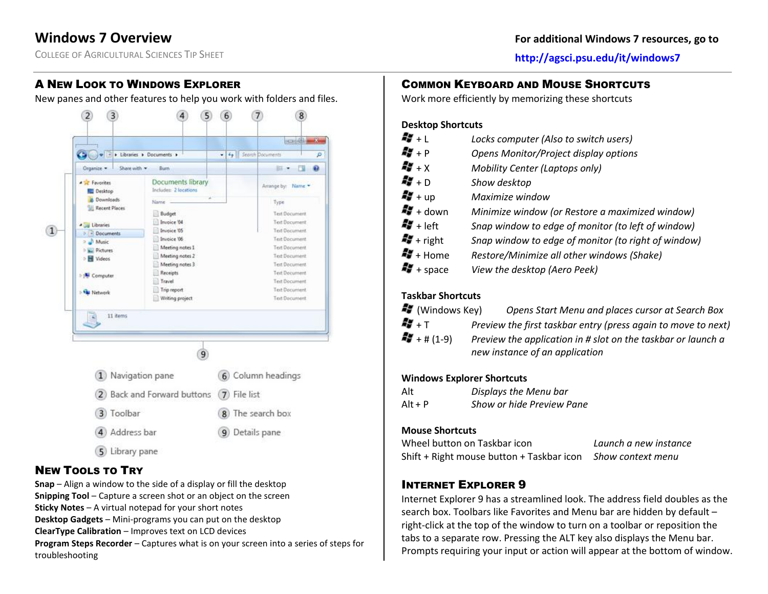# Windows 7 Overview

COLLEGE OF AGRICULTURAL SCIENCES TIP SHEET

For additional Windows 7 resources, go to
http://agsci.psu.edu/it/windows7

## A New Look to Windows Explorer

New panes and other features to help you work with folders and files.

1. Navigation pane
2. Back and Forward buttons
3. Toolbar
4. Address bar
5. Library pane
6. Column headings
7. File list
8. The search box
9. Details pane

## New Tools to Try

**Snap** – Align a window to the side of a display or fill the desktop
**Snipping Tool** – Capture a screen shot or an object on the screen
**Sticky Notes** – A virtual notepad for your short notes
**Desktop Gadgets** – Mini-programs you can put on the desktop
**ClearType Calibration** – Improves text on LCD devices
**Program Steps Recorder** – Captures what is on your screen into a series of steps for troubleshooting

## Common Keyboard and Mouse Shortcuts

Work more efficiently by memorizing these shortcuts

### Desktop Shortcuts

| | |
|---|---|
| Win + L | *Locks computer (Also to switch users)* |
| Win + P | *Opens Monitor/Project display options* |
| Win + X | *Mobility Center (Laptops only)* |
| Win + D | *Show desktop* |
| Win + up | *Maximize window* |
| Win + down | *Minimize window (or Restore a maximized window)* |
| Win + left | *Snap window to edge of monitor (to left of window)* |
| Win + right | *Snap window to edge of monitor (to right of window)* |
| Win + Home | *Restore/Minimize all other windows (Shake)* |
| Win + space | *View the desktop (Aero Peek)* |

### Taskbar Shortcuts

| | |
|---|---|
| Win (Windows Key) | *Opens Start Menu and places cursor at Search Box* |
| Win + T | *Preview the first taskbar entry (press again to move to next)* |
| Win + # (1-9) | *Preview the application in # slot on the taskbar or launch a new instance of an application* |

### Windows Explorer Shortcuts

| | |
|---|---|
| Alt | *Displays the Menu bar* |
| Alt + P | *Show or hide Preview Pane* |

### Mouse Shortcuts

| | |
|---|---|
| Wheel button on Taskbar icon | *Launch a new instance* |
| Shift + Right mouse button + Taskbar icon | *Show context menu* |

## Internet Explorer 9

Internet Explorer 9 has a streamlined look. The address field doubles as the search box. Toolbars like Favorites and Menu bar are hidden by default – right-click at the top of the window to turn on a toolbar or reposition the tabs to a separate row. Pressing the ALT key also displays the Menu bar. Prompts requiring your input or action will appear at the bottom of window.